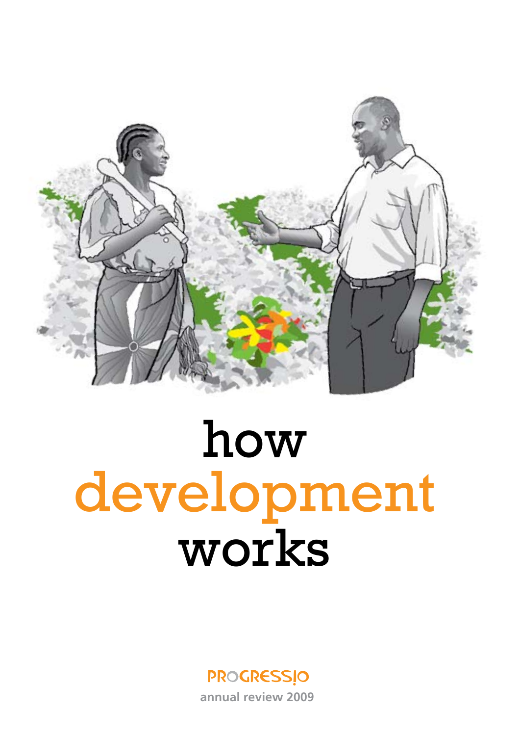# how development works

PROGRESSIO

annual review 2009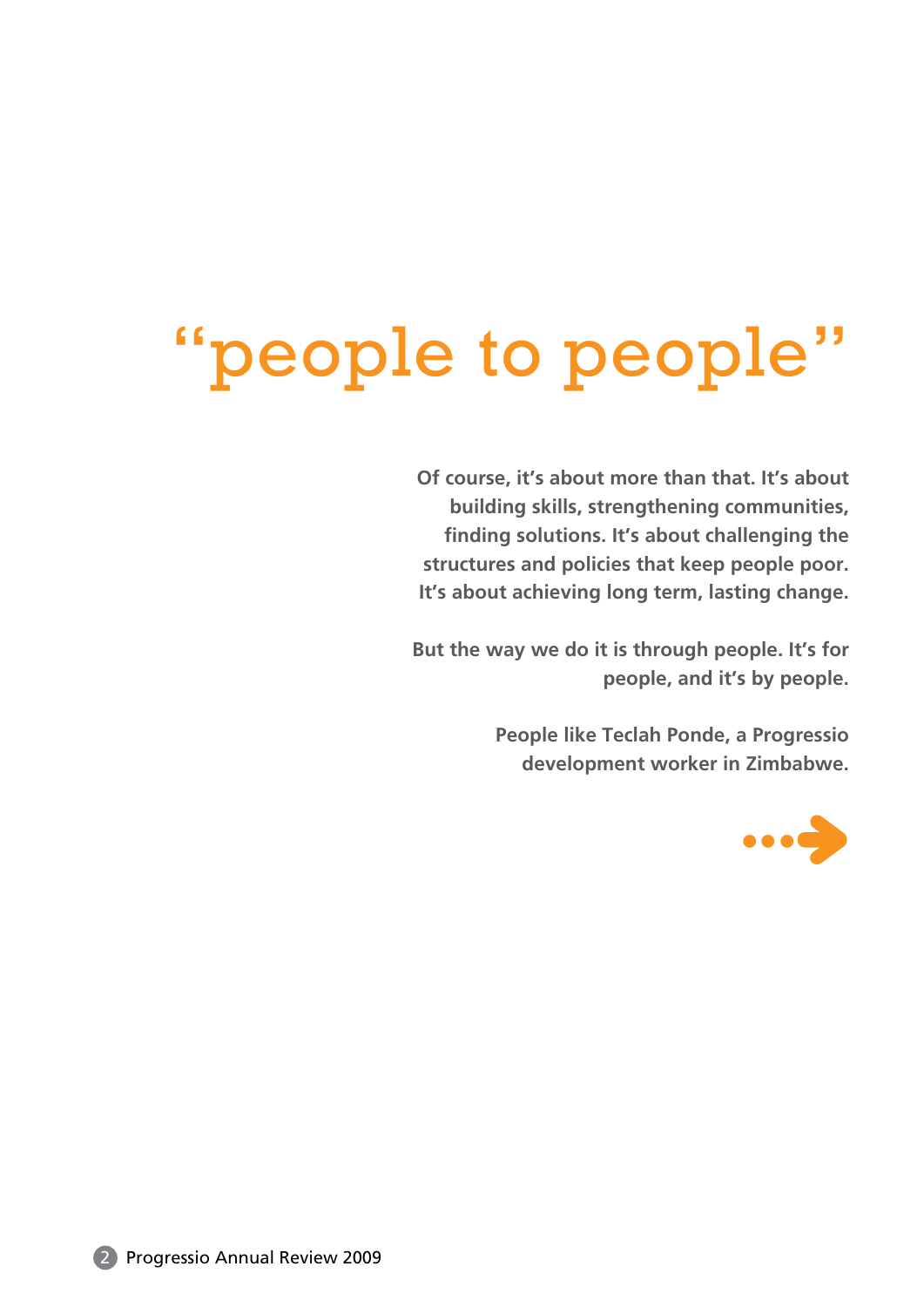# "people to people"

**Of course, it's about more than that. It's about building skills, strengthening communities, finding solutions. It's about challenging the structures and policies that keep people poor. It's about achieving long term, lasting change.**

**But the way we do it is through people. It's for people, and it's by people.**

**People like Teclah Ponde, a Progressio development worker in Zimbabwe.**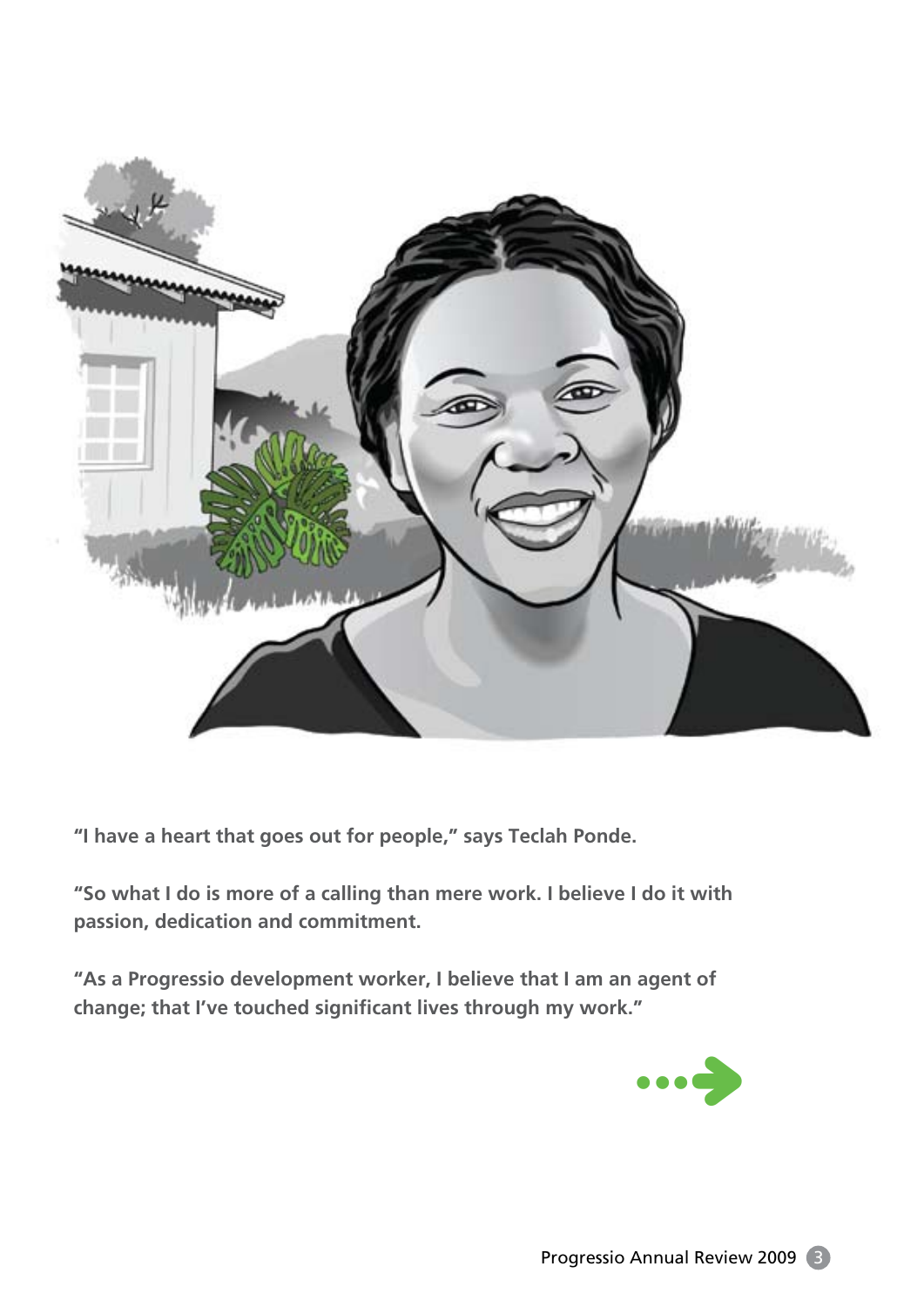**"I have a heart that goes out for people," says Teclah Ponde.**

**"So what I do is more of a calling than mere work. I believe I do it with passion, dedication and commitment.**

**"As a Progressio development worker, I believe that I am an agent of change; that I've touched significant lives through my work."**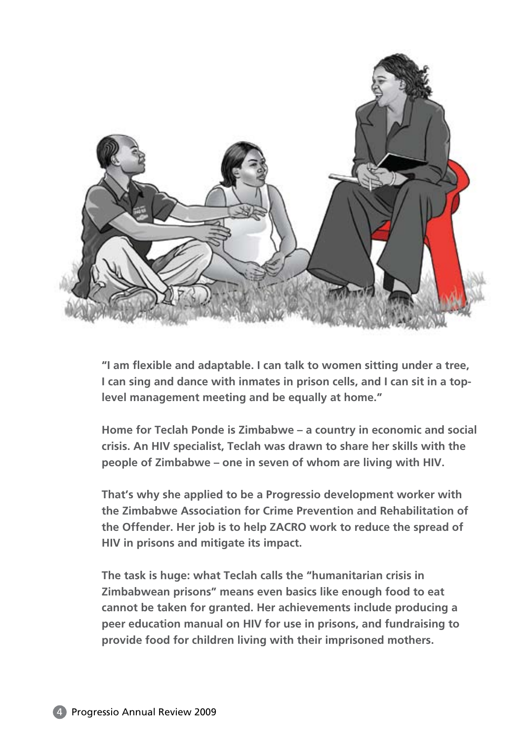**“I am flexible and adaptable. I can talk to women sitting under a tree, I can sing and dance with inmates in prison cells, and I can sit in a top-level management meeting and be equally at home.”**

**Home for Teclah Ponde is Zimbabwe – a country in economic and social crisis. An HIV specialist, Teclah was drawn to share her skills with the people of Zimbabwe – one in seven of whom are living with HIV.**

**That’s why she applied to be a Progressio development worker with the Zimbabwe Association for Crime Prevention and Rehabilitation of the Offender. Her job is to help ZACRO work to reduce the spread of HIV in prisons and mitigate its impact.**

**The task is huge: what Teclah calls the “humanitarian crisis in Zimbabwean prisons” means even basics like enough food to eat cannot be taken for granted. Her achievements include producing a peer education manual on HIV for use in prisons, and fundraising to provide food for children living with their imprisoned mothers.**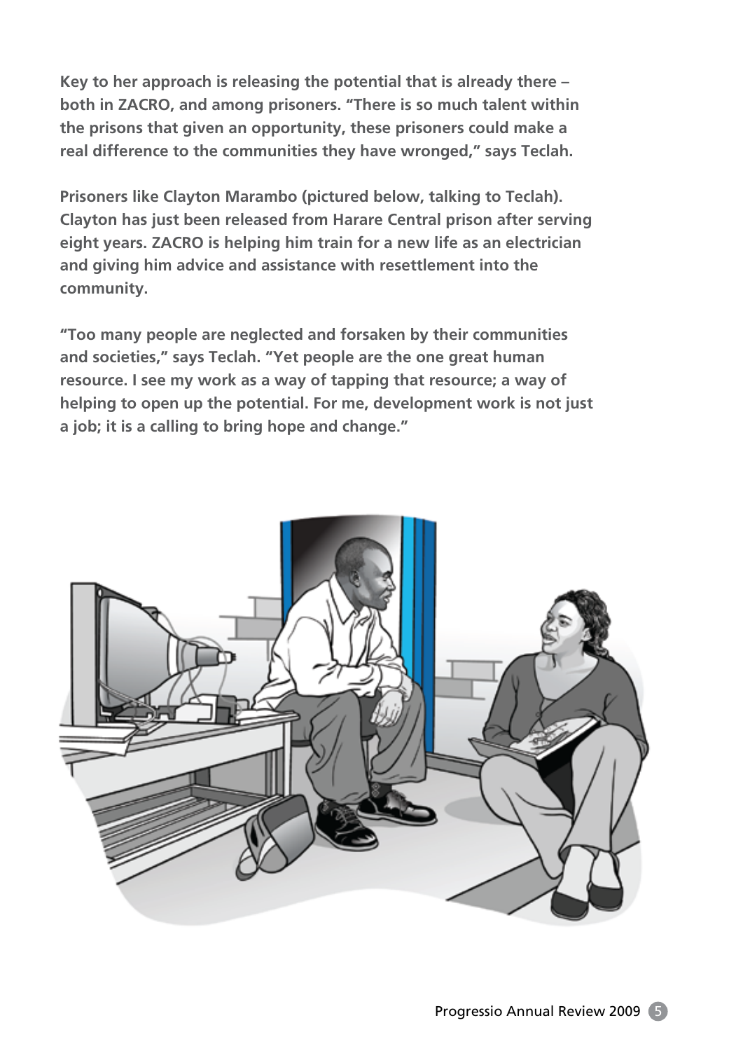**Key to her approach is releasing the potential that is already there – both in ZACRO, and among prisoners. "There is so much talent within the prisons that given an opportunity, these prisoners could make a real difference to the communities they have wronged," says Teclah.**

**Prisoners like Clayton Marambo (pictured below, talking to Teclah). Clayton has just been released from Harare Central prison after serving eight years. ZACRO is helping him train for a new life as an electrician and giving him advice and assistance with resettlement into the community.**

**"Too many people are neglected and forsaken by their communities and societies," says Teclah. "Yet people are the one great human resource. I see my work as a way of tapping that resource; a way of helping to open up the potential. For me, development work is not just a job; it is a calling to bring hope and change."**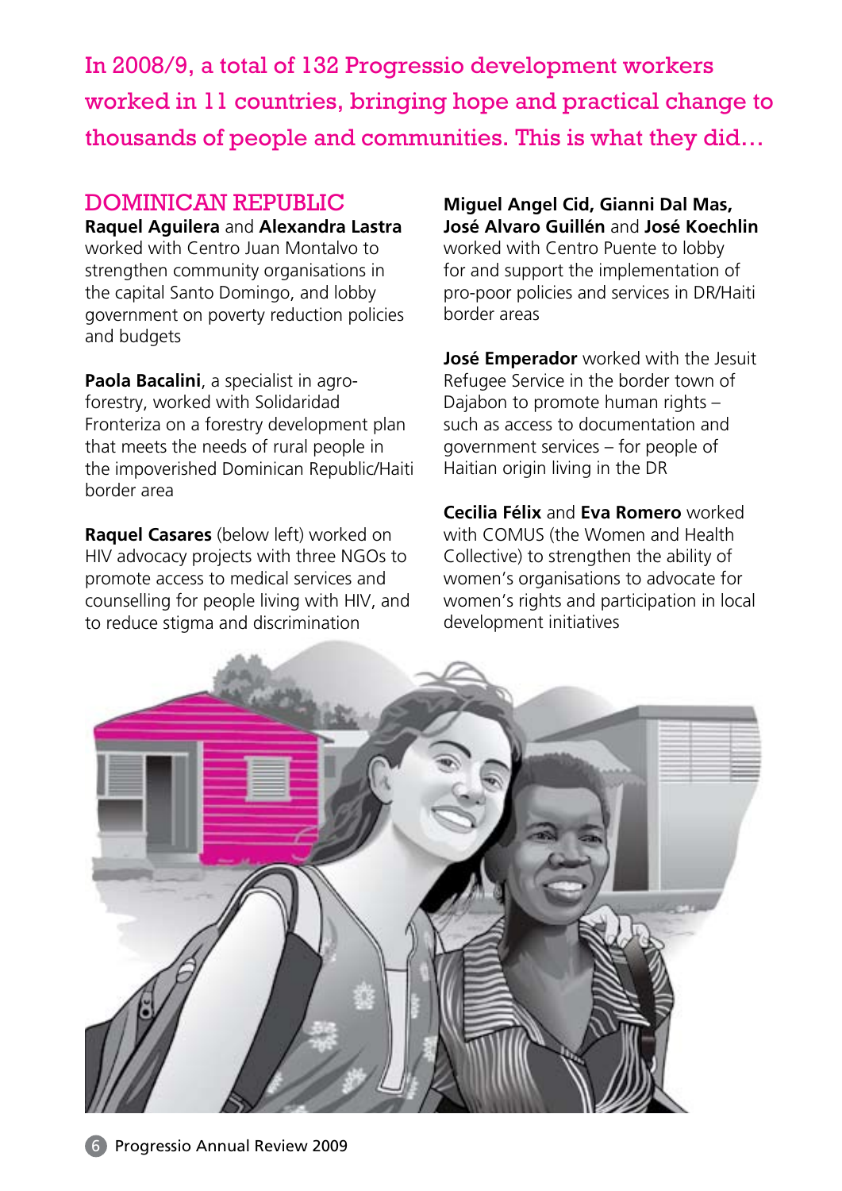In 2008/9, a total of 132 Progressio development workers worked in 11 countries, bringing hope and practical change to thousands of people and communities. This is what they did…

## DOMINICAN REPUBLIC

**Raquel Aguilera** and **Alexandra Lastra** worked with Centro Juan Montalvo to strengthen community organisations in the capital Santo Domingo, and lobby government on poverty reduction policies and budgets

**Paola Bacalini**, a specialist in agro-forestry, worked with Solidaridad Fronteriza on a forestry development plan that meets the needs of rural people in the impoverished Dominican Republic/Haiti border area

**Raquel Casares** (below left) worked on HIV advocacy projects with three NGOs to promote access to medical services and counselling for people living with HIV, and to reduce stigma and discrimination

**Miguel Angel Cid, Gianni Dal Mas, José Alvaro Guillén** and **José Koechlin** worked with Centro Puente to lobby for and support the implementation of pro-poor policies and services in DR/Haiti border areas

**José Emperador** worked with the Jesuit Refugee Service in the border town of Dajabon to promote human rights – such as access to documentation and government services – for people of Haitian origin living in the DR

**Cecilia Félix** and **Eva Romero** worked with COMUS (the Women and Health Collective) to strengthen the ability of women's organisations to advocate for women's rights and participation in local development initiatives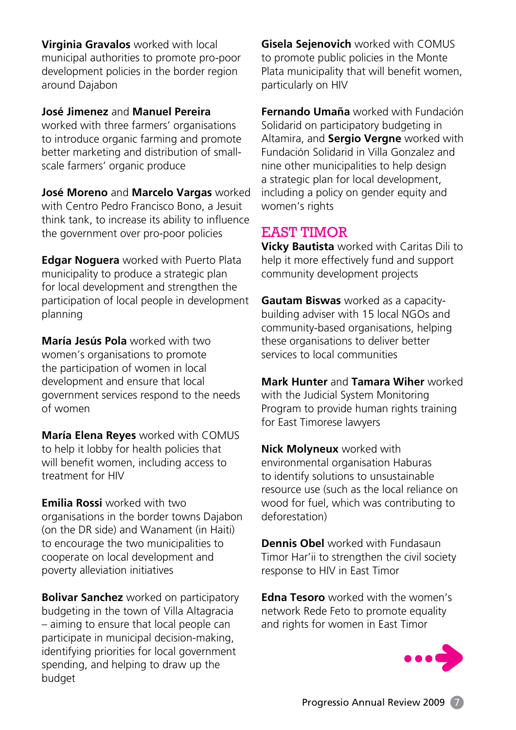**Virginia Gravalos** worked with local municipal authorities to promote pro-poor development policies in the border region around Dajabon

**José Jimenez** and **Manuel Pereira** worked with three farmers' organisations to introduce organic farming and promote better marketing and distribution of small-scale farmers' organic produce

**José Moreno** and **Marcelo Vargas** worked with Centro Pedro Francisco Bono, a Jesuit think tank, to increase its ability to influence the government over pro-poor policies

**Edgar Noguera** worked with Puerto Plata municipality to produce a strategic plan for local development and strengthen the participation of local people in development planning

**María Jesús Pola** worked with two women's organisations to promote the participation of women in local development and ensure that local government services respond to the needs of women

**María Elena Reyes** worked with COMUS to help it lobby for health policies that will benefit women, including access to treatment for HIV

**Emilia Rossi** worked with two organisations in the border towns Dajabon (on the DR side) and Wanament (in Haiti) to encourage the two municipalities to cooperate on local development and poverty alleviation initiatives

**Bolivar Sanchez** worked on participatory budgeting in the town of Villa Altagracia – aiming to ensure that local people can participate in municipal decision-making, identifying priorities for local government spending, and helping to draw up the budget

**Gisela Sejenovich** worked with COMUS to promote public policies in the Monte Plata municipality that will benefit women, particularly on HIV

**Fernando Umaña** worked with Fundación Solidarid on participatory budgeting in Altamira, and **Sergio Vergne** worked with Fundación Solidarid in Villa Gonzalez and nine other municipalities to help design a strategic plan for local development, including a policy on gender equity and women's rights

## EAST TIMOR

**Vicky Bautista** worked with Caritas Dili to help it more effectively fund and support community development projects

**Gautam Biswas** worked as a capacity-building adviser with 15 local NGOs and community-based organisations, helping these organisations to deliver better services to local communities

**Mark Hunter** and **Tamara Wiher** worked with the Judicial System Monitoring Program to provide human rights training for East Timorese lawyers

**Nick Molyneux** worked with environmental organisation Haburas to identify solutions to unsustainable resource use (such as the local reliance on wood for fuel, which was contributing to deforestation)

**Dennis Obel** worked with Fundasaun Timor Har'ii to strengthen the civil society response to HIV in East Timor

**Edna Tesoro** worked with the women's network Rede Feto to promote equality and rights for women in East Timor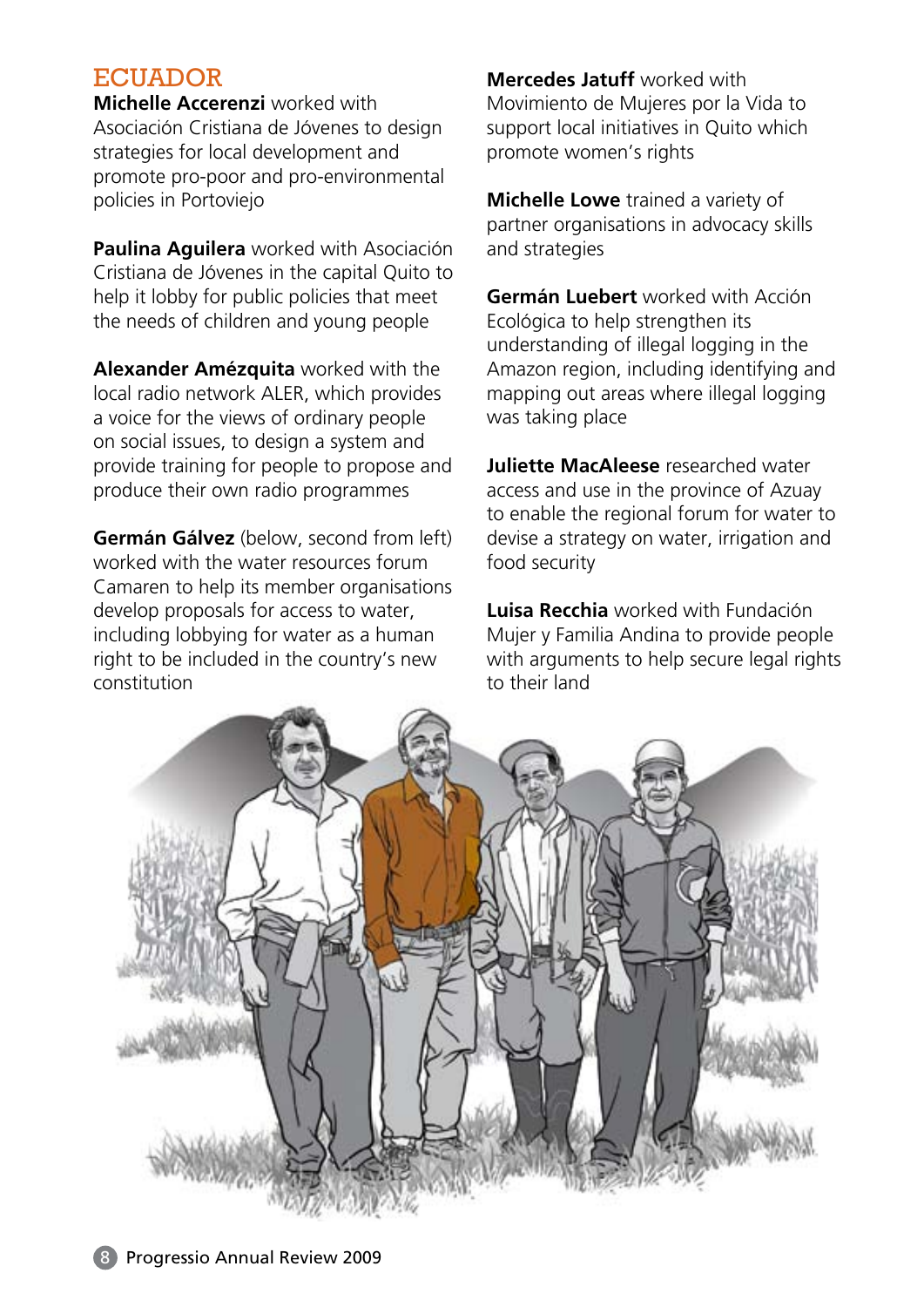## ECUADOR

**Michelle Accerenzi** worked with Asociación Cristiana de Jóvenes to design strategies for local development and promote pro-poor and pro-environmental policies in Portoviejo

**Paulina Aguilera** worked with Asociación Cristiana de Jóvenes in the capital Quito to help it lobby for public policies that meet the needs of children and young people

**Alexander Amézquita** worked with the local radio network ALER, which provides a voice for the views of ordinary people on social issues, to design a system and provide training for people to propose and produce their own radio programmes

**Germán Gálvez** (below, second from left) worked with the water resources forum Camaren to help its member organisations develop proposals for access to water, including lobbying for water as a human right to be included in the country's new constitution

**Mercedes Jatuff** worked with Movimiento de Mujeres por la Vida to support local initiatives in Quito which promote women's rights

**Michelle Lowe** trained a variety of partner organisations in advocacy skills and strategies

**Germán Luebert** worked with Acción Ecológica to help strengthen its understanding of illegal logging in the Amazon region, including identifying and mapping out areas where illegal logging was taking place

**Juliette MacAleese** researched water access and use in the province of Azuay to enable the regional forum for water to devise a strategy on water, irrigation and food security

**Luisa Recchia** worked with Fundación Mujer y Familia Andina to provide people with arguments to help secure legal rights to their land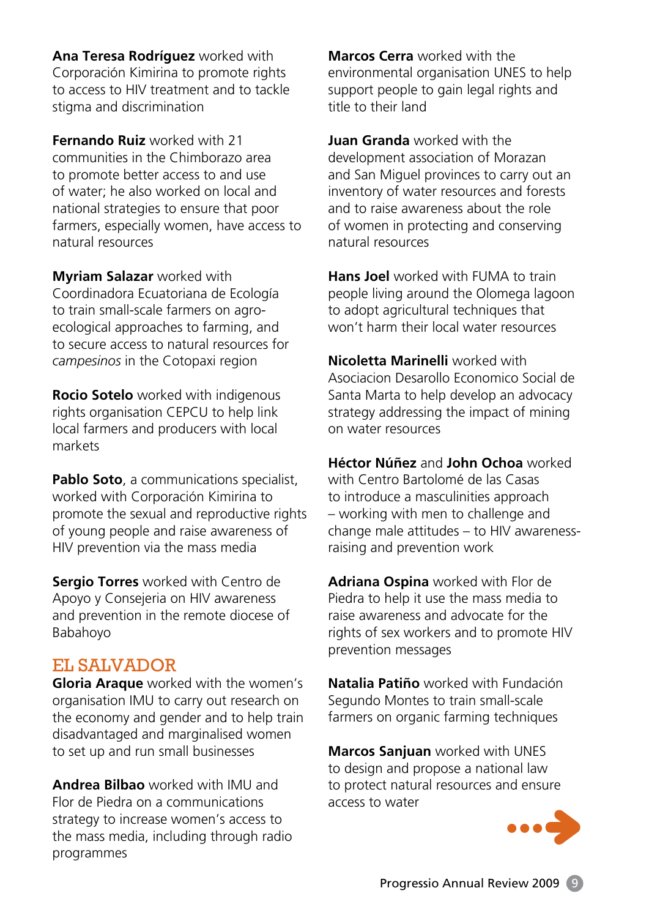**Ana Teresa Rodríguez** worked with Corporación Kimirina to promote rights to access to HIV treatment and to tackle stigma and discrimination

**Fernando Ruiz** worked with 21 communities in the Chimborazo area to promote better access to and use of water; he also worked on local and national strategies to ensure that poor farmers, especially women, have access to natural resources

**Myriam Salazar** worked with Coordinadora Ecuatoriana de Ecología to train small-scale farmers on agro-ecological approaches to farming, and to secure access to natural resources for *campesinos* in the Cotopaxi region

**Rocio Sotelo** worked with indigenous rights organisation CEPCU to help link local farmers and producers with local markets

**Pablo Soto**, a communications specialist, worked with Corporación Kimirina to promote the sexual and reproductive rights of young people and raise awareness of HIV prevention via the mass media

**Sergio Torres** worked with Centro de Apoyo y Consejeria on HIV awareness and prevention in the remote diocese of Babahoyo

## EL SALVADOR

**Gloria Araque** worked with the women's organisation IMU to carry out research on the economy and gender and to help train disadvantaged and marginalised women to set up and run small businesses

**Andrea Bilbao** worked with IMU and Flor de Piedra on a communications strategy to increase women's access to the mass media, including through radio programmes

**Marcos Cerra** worked with the environmental organisation UNES to help support people to gain legal rights and title to their land

**Juan Granda** worked with the development association of Morazan and San Miguel provinces to carry out an inventory of water resources and forests and to raise awareness about the role of women in protecting and conserving natural resources

**Hans Joel** worked with FUMA to train people living around the Olomega lagoon to adopt agricultural techniques that won't harm their local water resources

**Nicoletta Marinelli** worked with Asociacion Desarollo Economico Social de Santa Marta to help develop an advocacy strategy addressing the impact of mining on water resources

**Héctor Núñez** and **John Ochoa** worked with Centro Bartolomé de las Casas to introduce a masculinities approach – working with men to challenge and change male attitudes – to HIV awareness-raising and prevention work

**Adriana Ospina** worked with Flor de Piedra to help it use the mass media to raise awareness and advocate for the rights of sex workers and to promote HIV prevention messages

**Natalia Patiño** worked with Fundación Segundo Montes to train small-scale farmers on organic farming techniques

**Marcos Sanjuan** worked with UNES to design and propose a national law to protect natural resources and ensure access to water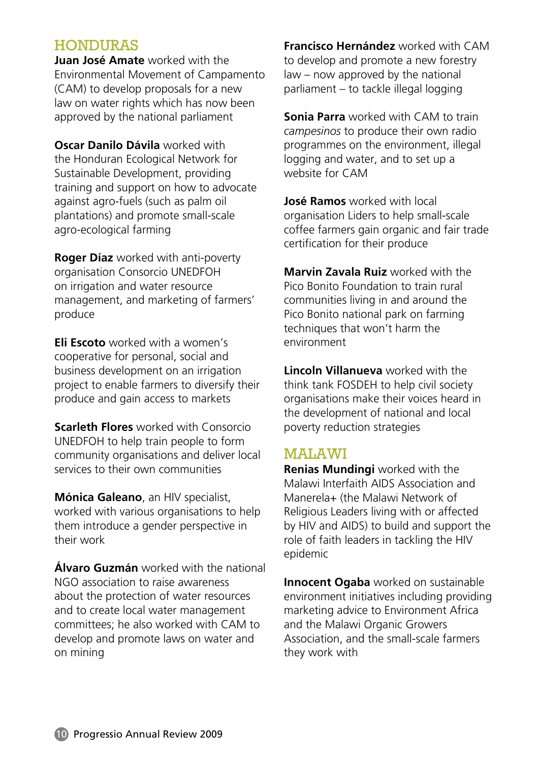## HONDURAS

**Juan José Amate** worked with the Environmental Movement of Campamento (CAM) to develop proposals for a new law on water rights which has now been approved by the national parliament

**Oscar Danilo Dávila** worked with the Honduran Ecological Network for Sustainable Development, providing training and support on how to advocate against agro-fuels (such as palm oil plantations) and promote small-scale agro-ecological farming

**Roger Díaz** worked with anti-poverty organisation Consorcio UNEDFOH on irrigation and water resource management, and marketing of farmers' produce

**Eli Escoto** worked with a women's cooperative for personal, social and business development on an irrigation project to enable farmers to diversify their produce and gain access to markets

**Scarleth Flores** worked with Consorcio UNEDFOH to help train people to form community organisations and deliver local services to their own communities

**Mónica Galeano**, an HIV specialist, worked with various organisations to help them introduce a gender perspective in their work

**Álvaro Guzmán** worked with the national NGO association to raise awareness about the protection of water resources and to create local water management committees; he also worked with CAM to develop and promote laws on water and on mining

**Francisco Hernández** worked with CAM to develop and promote a new forestry law – now approved by the national parliament – to tackle illegal logging

**Sonia Parra** worked with CAM to train *campesinos* to produce their own radio programmes on the environment, illegal logging and water, and to set up a website for CAM

**José Ramos** worked with local organisation Liders to help small-scale coffee farmers gain organic and fair trade certification for their produce

**Marvin Zavala Ruiz** worked with the Pico Bonito Foundation to train rural communities living in and around the Pico Bonito national park on farming techniques that won't harm the environment

**Lincoln Villanueva** worked with the think tank FOSDEH to help civil society organisations make their voices heard in the development of national and local poverty reduction strategies

## MALAWI

**Renias Mundingi** worked with the Malawi Interfaith AIDS Association and Manerela+ (the Malawi Network of Religious Leaders living with or affected by HIV and AIDS) to build and support the role of faith leaders in tackling the HIV epidemic

**Innocent Ogaba** worked on sustainable environment initiatives including providing marketing advice to Environment Africa and the Malawi Organic Growers Association, and the small-scale farmers they work with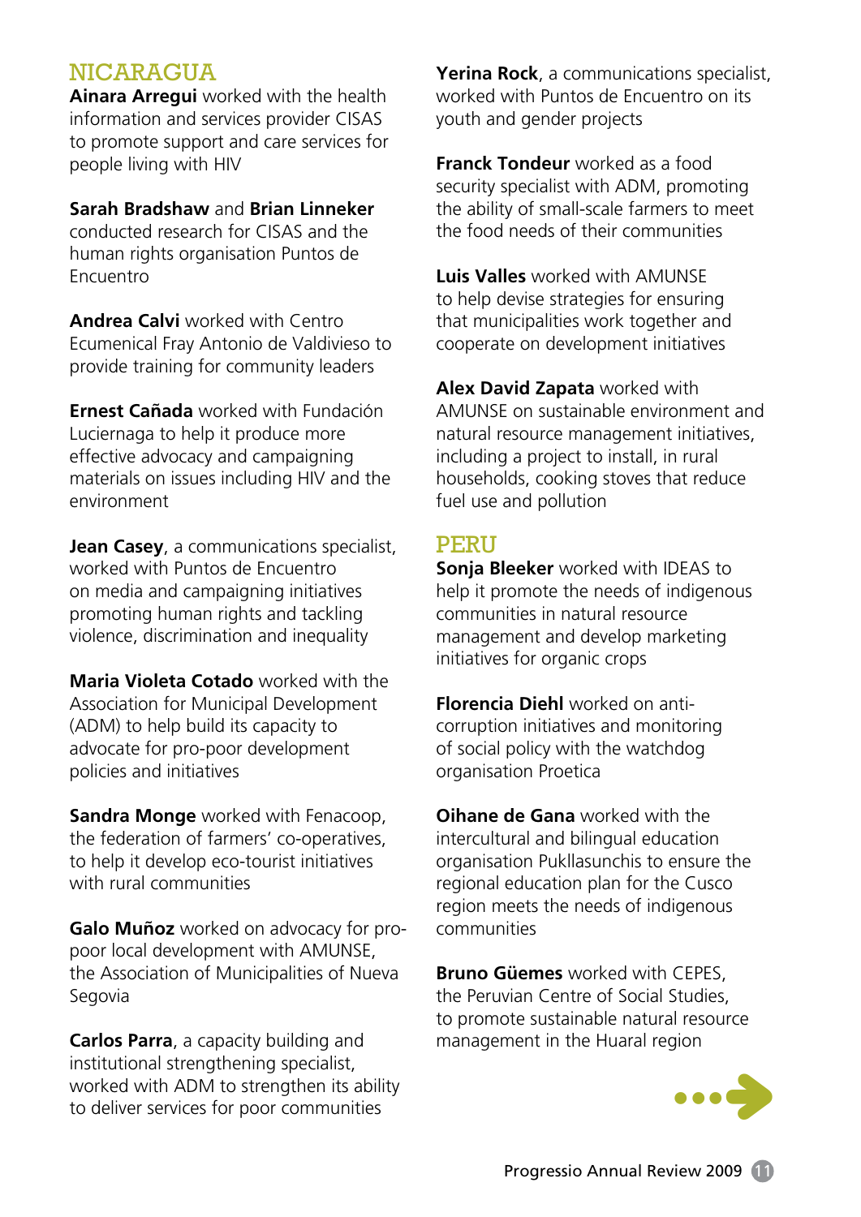## NICARAGUA

**Ainara Arregui** worked with the health information and services provider CISAS to promote support and care services for people living with HIV

**Sarah Bradshaw** and **Brian Linneker** conducted research for CISAS and the human rights organisation Puntos de Encuentro

**Andrea Calvi** worked with Centro Ecumenical Fray Antonio de Valdivieso to provide training for community leaders

**Ernest Cañada** worked with Fundación Luciernaga to help it produce more effective advocacy and campaigning materials on issues including HIV and the environment

**Jean Casey**, a communications specialist, worked with Puntos de Encuentro on media and campaigning initiatives promoting human rights and tackling violence, discrimination and inequality

**Maria Violeta Cotado** worked with the Association for Municipal Development (ADM) to help build its capacity to advocate for pro-poor development policies and initiatives

**Sandra Monge** worked with Fenacoop, the federation of farmers' co-operatives, to help it develop eco-tourist initiatives with rural communities

**Galo Muñoz** worked on advocacy for pro-poor local development with AMUNSE, the Association of Municipalities of Nueva Segovia

**Carlos Parra**, a capacity building and institutional strengthening specialist, worked with ADM to strengthen its ability to deliver services for poor communities

**Yerina Rock**, a communications specialist, worked with Puntos de Encuentro on its youth and gender projects

**Franck Tondeur** worked as a food security specialist with ADM, promoting the ability of small-scale farmers to meet the food needs of their communities

**Luis Valles** worked with AMUNSE to help devise strategies for ensuring that municipalities work together and cooperate on development initiatives

**Alex David Zapata** worked with AMUNSE on sustainable environment and natural resource management initiatives, including a project to install, in rural households, cooking stoves that reduce fuel use and pollution

## PERU

**Sonja Bleeker** worked with IDEAS to help it promote the needs of indigenous communities in natural resource management and develop marketing initiatives for organic crops

**Florencia Diehl** worked on anti-corruption initiatives and monitoring of social policy with the watchdog organisation Proetica

**Oihane de Gana** worked with the intercultural and bilingual education organisation Pukllasunchis to ensure the regional education plan for the Cusco region meets the needs of indigenous communities

**Bruno Güemes** worked with CEPES, the Peruvian Centre of Social Studies, to promote sustainable natural resource management in the Huaral region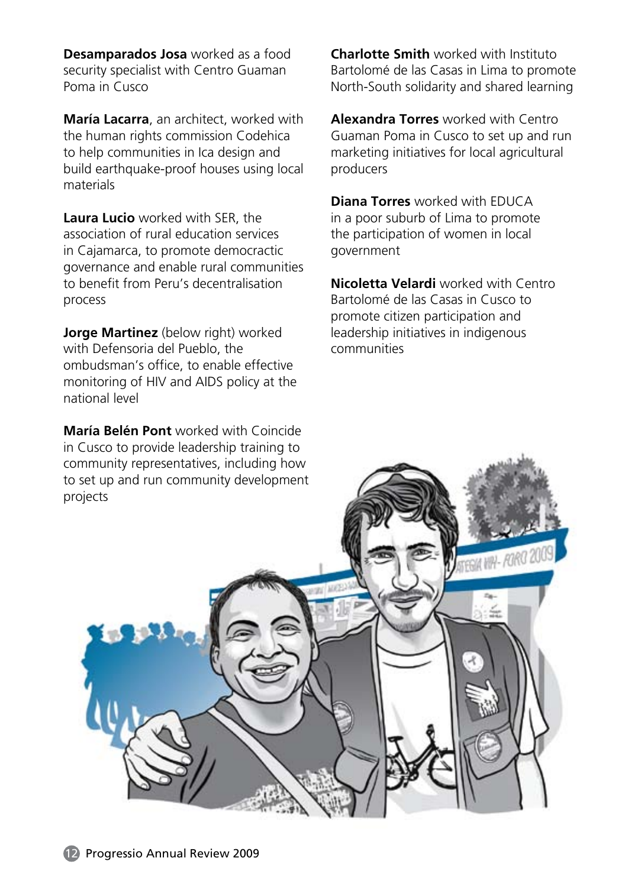**Desamparados Josa** worked as a food security specialist with Centro Guaman Poma in Cusco

**María Lacarra**, an architect, worked with the human rights commission Codehica to help communities in Ica design and build earthquake-proof houses using local materials

**Laura Lucio** worked with SER, the association of rural education services in Cajamarca, to promote democractic governance and enable rural communities to benefit from Peru's decentralisation process

**Jorge Martinez** (below right) worked with Defensoria del Pueblo, the ombudsman's office, to enable effective monitoring of HIV and AIDS policy at the national level

**María Belén Pont** worked with Coincide in Cusco to provide leadership training to community representatives, including how to set up and run community development projects

**Charlotte Smith** worked with Instituto Bartolomé de las Casas in Lima to promote North-South solidarity and shared learning

**Alexandra Torres** worked with Centro Guaman Poma in Cusco to set up and run marketing initiatives for local agricultural producers

**Diana Torres** worked with EDUCA in a poor suburb of Lima to promote the participation of women in local government

**Nicoletta Velardi** worked with Centro Bartolomé de las Casas in Cusco to promote citizen participation and leadership initiatives in indigenous communities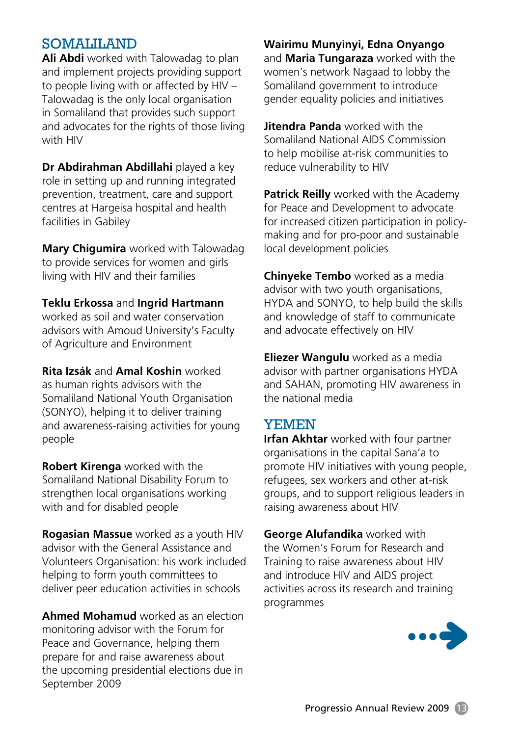## SOMALILAND

**Ali Abdi** worked with Talowadag to plan and implement projects providing support to people living with or affected by HIV – Talowadag is the only local organisation in Somaliland that provides such support and advocates for the rights of those living with HIV

**Dr Abdirahman Abdillahi** played a key role in setting up and running integrated prevention, treatment, care and support centres at Hargeisa hospital and health facilities in Gabiley

**Mary Chigumira** worked with Talowadag to provide services for women and girls living with HIV and their families

**Teklu Erkossa** and **Ingrid Hartmann** worked as soil and water conservation advisors with Amoud University's Faculty of Agriculture and Environment

**Rita Izsák** and **Amal Koshin** worked as human rights advisors with the Somaliland National Youth Organisation (SONYO), helping it to deliver training and awareness-raising activities for young people

**Robert Kirenga** worked with the Somaliland National Disability Forum to strengthen local organisations working with and for disabled people

**Rogasian Massue** worked as a youth HIV advisor with the General Assistance and Volunteers Organisation: his work included helping to form youth committees to deliver peer education activities in schools

**Ahmed Mohamud** worked as an election monitoring advisor with the Forum for Peace and Governance, helping them prepare for and raise awareness about the upcoming presidential elections due in September 2009

**Wairimu Munyinyi, Edna Onyango** and **Maria Tungaraza** worked with the women's network Nagaad to lobby the Somaliland government to introduce gender equality policies and initiatives

**Jitendra Panda** worked with the Somaliland National AIDS Commission to help mobilise at-risk communities to reduce vulnerability to HIV

**Patrick Reilly** worked with the Academy for Peace and Development to advocate for increased citizen participation in policy-making and for pro-poor and sustainable local development policies

**Chinyeke Tembo** worked as a media advisor with two youth organisations, HYDA and SONYO, to help build the skills and knowledge of staff to communicate and advocate effectively on HIV

**Eliezer Wangulu** worked as a media advisor with partner organisations HYDA and SAHAN, promoting HIV awareness in the national media

## YEMEN

**Irfan Akhtar** worked with four partner organisations in the capital Sana'a to promote HIV initiatives with young people, refugees, sex workers and other at-risk groups, and to support religious leaders in raising awareness about HIV

**George Alufandika** worked with the Women's Forum for Research and Training to raise awareness about HIV and introduce HIV and AIDS project activities across its research and training programmes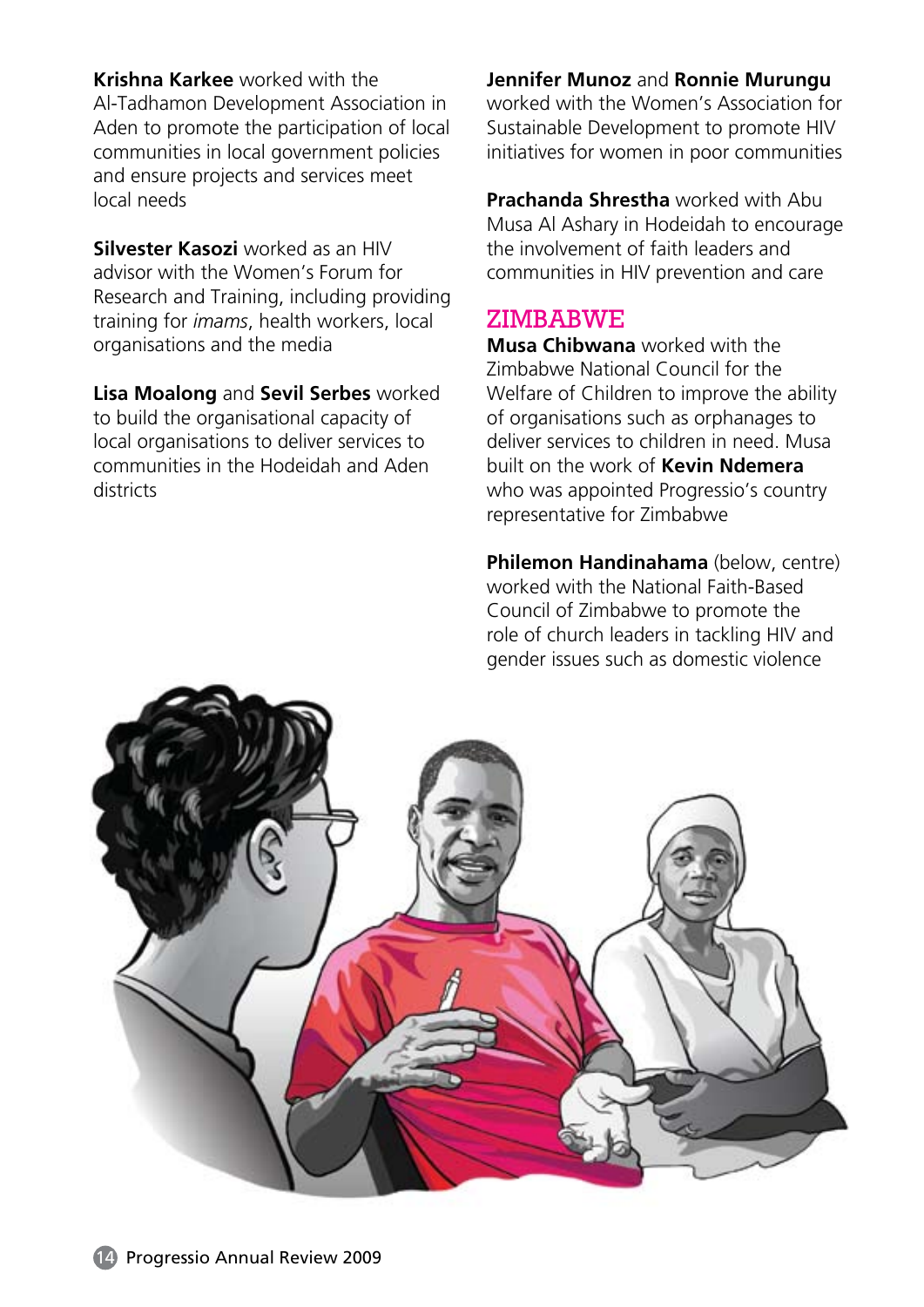**Krishna Karkee** worked with the Al-Tadhamon Development Association in Aden to promote the participation of local communities in local government policies and ensure projects and services meet local needs

**Silvester Kasozi** worked as an HIV advisor with the Women's Forum for Research and Training, including providing training for *imams*, health workers, local organisations and the media

**Lisa Moalong** and **Sevil Serbes** worked to build the organisational capacity of local organisations to deliver services to communities in the Hodeidah and Aden districts

**Jennifer Munoz** and **Ronnie Murungu** worked with the Women's Association for Sustainable Development to promote HIV initiatives for women in poor communities

**Prachanda Shrestha** worked with Abu Musa Al Ashary in Hodeidah to encourage the involvement of faith leaders and communities in HIV prevention and care

## ZIMBABWE

**Musa Chibwana** worked with the Zimbabwe National Council for the Welfare of Children to improve the ability of organisations such as orphanages to deliver services to children in need. Musa built on the work of **Kevin Ndemera** who was appointed Progressio's country representative for Zimbabwe

**Philemon Handinahama** (below, centre) worked with the National Faith-Based Council of Zimbabwe to promote the role of church leaders in tackling HIV and gender issues such as domestic violence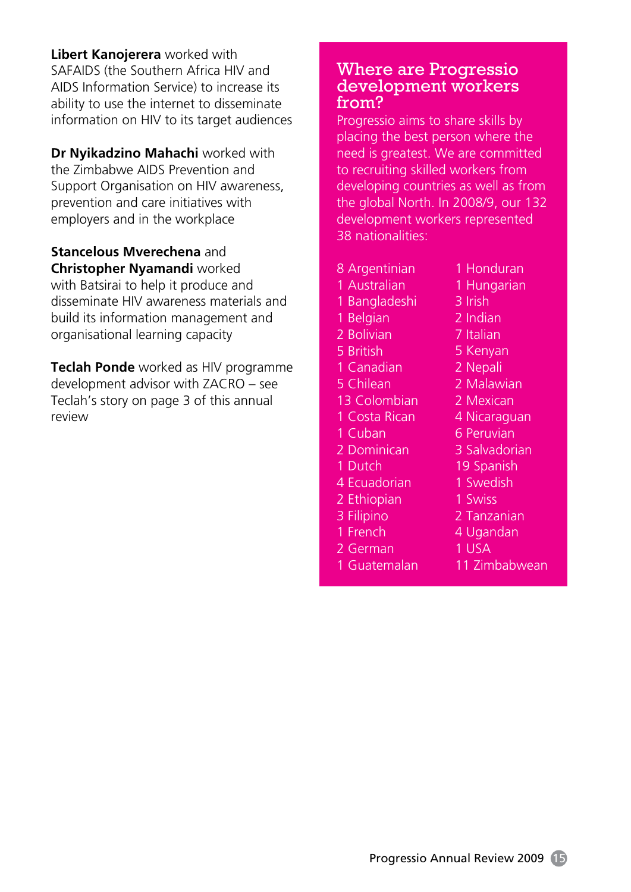**Libert Kanojerera** worked with SAFAIDS (the Southern Africa HIV and AIDS Information Service) to increase its ability to use the internet to disseminate information on HIV to its target audiences

**Dr Nyikadzino Mahachi** worked with the Zimbabwe AIDS Prevention and Support Organisation on HIV awareness, prevention and care initiatives with employers and in the workplace

**Stancelous Mverechena** and **Christopher Nyamandi** worked with Batsirai to help it produce and disseminate HIV awareness materials and build its information management and organisational learning capacity

**Teclah Ponde** worked as HIV programme development advisor with ZACRO – see Teclah's story on page 3 of this annual review

## Where are Progressio development workers from?

Progressio aims to share skills by placing the best person where the need is greatest. We are committed to recruiting skilled workers from developing countries as well as from the global North. In 2008/9, our 132 development workers represented 38 nationalities:

8 Argentinian
1 Australian
1 Bangladeshi
1 Belgian
2 Bolivian
5 British
1 Canadian
5 Chilean
13 Colombian
1 Costa Rican
1 Cuban
2 Dominican
1 Dutch
4 Ecuadorian
2 Ethiopian
3 Filipino
1 French
2 German
1 Guatemalan
1 Honduran
1 Hungarian
3 Irish
2 Indian
7 Italian
5 Kenyan
2 Nepali
2 Malawian
2 Mexican
4 Nicaraguan
6 Peruvian
3 Salvadorian
19 Spanish
1 Swedish
1 Swiss
2 Tanzanian
4 Ugandan
1 USA
11 Zimbabwean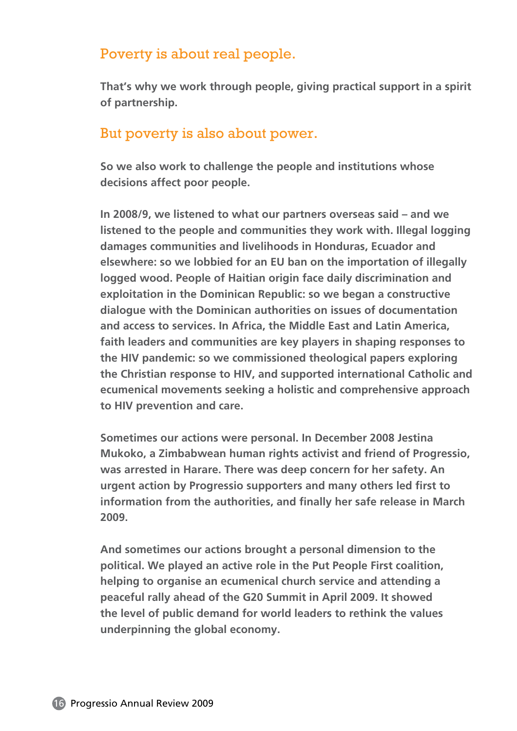## Poverty is about real people.

**That's why we work through people, giving practical support in a spirit of partnership.**

## But poverty is also about power.

**So we also work to challenge the people and institutions whose decisions affect poor people.**

**In 2008/9, we listened to what our partners overseas said – and we listened to the people and communities they work with. Illegal logging damages communities and livelihoods in Honduras, Ecuador and elsewhere: so we lobbied for an EU ban on the importation of illegally logged wood. People of Haitian origin face daily discrimination and exploitation in the Dominican Republic: so we began a constructive dialogue with the Dominican authorities on issues of documentation and access to services. In Africa, the Middle East and Latin America, faith leaders and communities are key players in shaping responses to the HIV pandemic: so we commissioned theological papers exploring the Christian response to HIV, and supported international Catholic and ecumenical movements seeking a holistic and comprehensive approach to HIV prevention and care.**

**Sometimes our actions were personal. In December 2008 Jestina Mukoko, a Zimbabwean human rights activist and friend of Progressio, was arrested in Harare. There was deep concern for her safety. An urgent action by Progressio supporters and many others led first to information from the authorities, and finally her safe release in March 2009.**

**And sometimes our actions brought a personal dimension to the political. We played an active role in the Put People First coalition, helping to organise an ecumenical church service and attending a peaceful rally ahead of the G20 Summit in April 2009. It showed the level of public demand for world leaders to rethink the values underpinning the global economy.**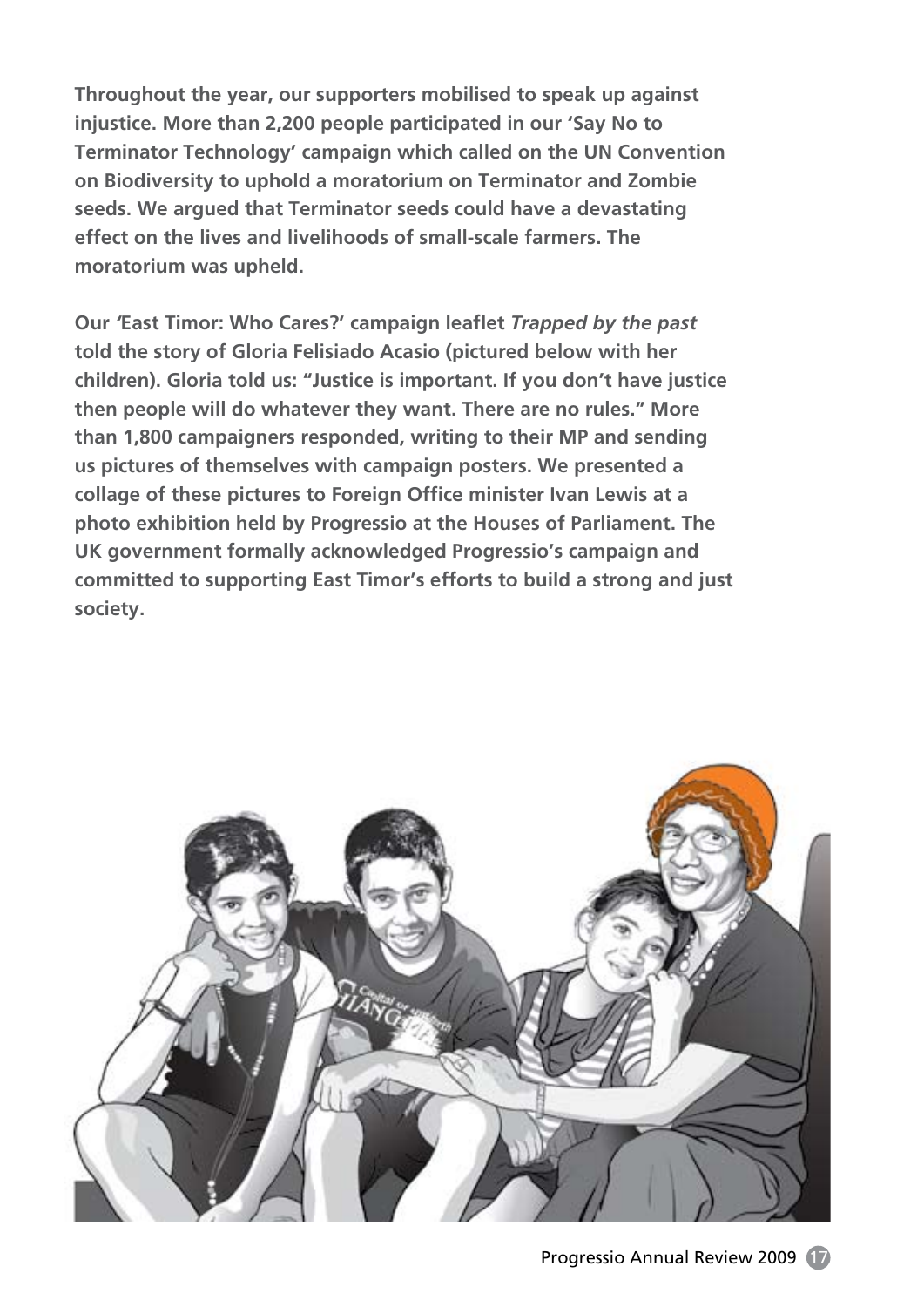**Throughout the year, our supporters mobilised to speak up against injustice. More than 2,200 people participated in our 'Say No to Terminator Technology' campaign which called on the UN Convention on Biodiversity to uphold a moratorium on Terminator and Zombie seeds. We argued that Terminator seeds could have a devastating effect on the lives and livelihoods of small-scale farmers. The moratorium was upheld.**

**Our 'East Timor: Who Cares?' campaign leaflet *Trapped by the past* told the story of Gloria Felisiado Acasio (pictured below with her children). Gloria told us: "Justice is important. If you don't have justice then people will do whatever they want. There are no rules." More than 1,800 campaigners responded, writing to their MP and sending us pictures of themselves with campaign posters. We presented a collage of these pictures to Foreign Office minister Ivan Lewis at a photo exhibition held by Progressio at the Houses of Parliament. The UK government formally acknowledged Progressio's campaign and committed to supporting East Timor's efforts to build a strong and just society.**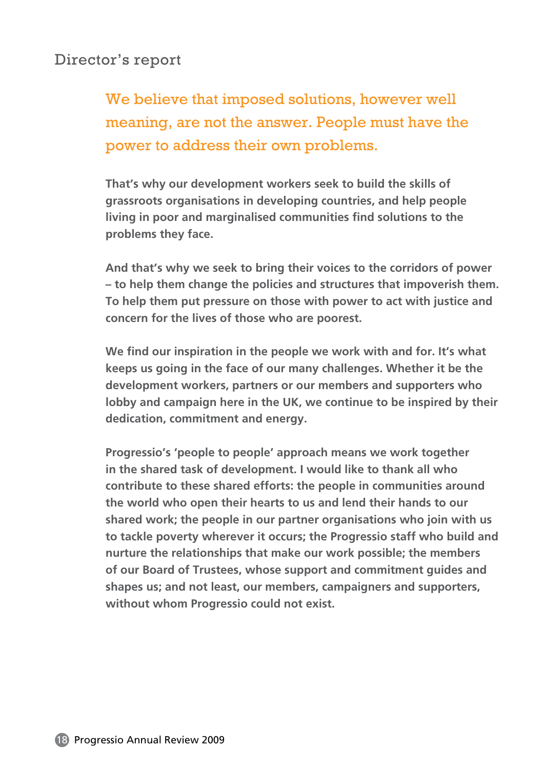## Director's report

We believe that imposed solutions, however well meaning, are not the answer. People must have the power to address their own problems.

**That's why our development workers seek to build the skills of grassroots organisations in developing countries, and help people living in poor and marginalised communities find solutions to the problems they face.**

**And that's why we seek to bring their voices to the corridors of power – to help them change the policies and structures that impoverish them. To help them put pressure on those with power to act with justice and concern for the lives of those who are poorest.**

**We find our inspiration in the people we work with and for. It's what keeps us going in the face of our many challenges. Whether it be the development workers, partners or our members and supporters who lobby and campaign here in the UK, we continue to be inspired by their dedication, commitment and energy.**

**Progressio's 'people to people' approach means we work together in the shared task of development. I would like to thank all who contribute to these shared efforts: the people in communities around the world who open their hearts to us and lend their hands to our shared work; the people in our partner organisations who join with us to tackle poverty wherever it occurs; the Progressio staff who build and nurture the relationships that make our work possible; the members of our Board of Trustees, whose support and commitment guides and shapes us; and not least, our members, campaigners and supporters, without whom Progressio could not exist.**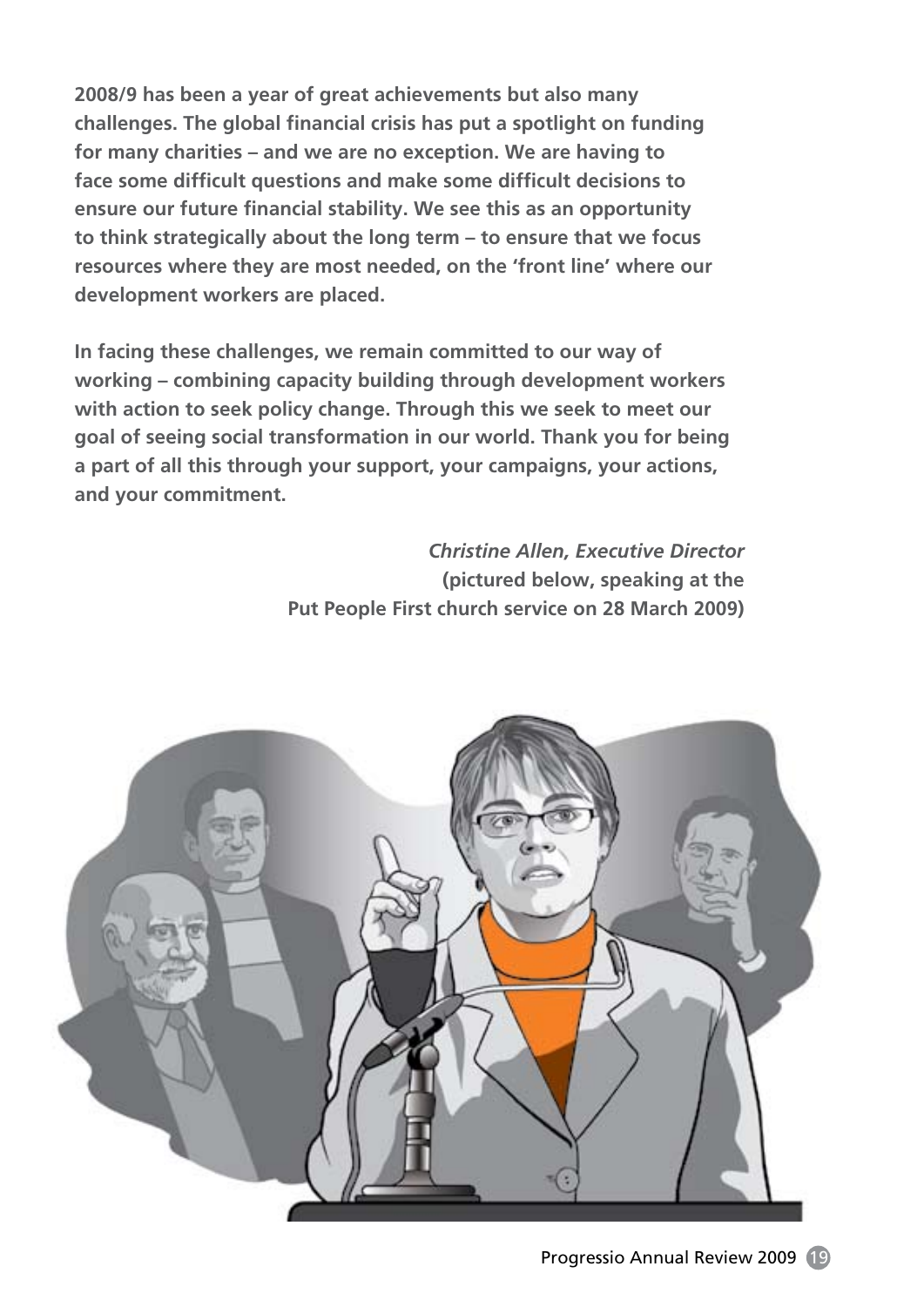**2008/9 has been a year of great achievements but also many challenges. The global financial crisis has put a spotlight on funding for many charities – and we are no exception. We are having to face some difficult questions and make some difficult decisions to ensure our future financial stability. We see this as an opportunity to think strategically about the long term – to ensure that we focus resources where they are most needed, on the 'front line' where our development workers are placed.**

**In facing these challenges, we remain committed to our way of working – combining capacity building through development workers with action to seek policy change. Through this we seek to meet our goal of seeing social transformation in our world. Thank you for being a part of all this through your support, your campaigns, your actions, and your commitment.**

***Christine Allen, Executive Director***
**(pictured below, speaking at the Put People First church service on 28 March 2009)**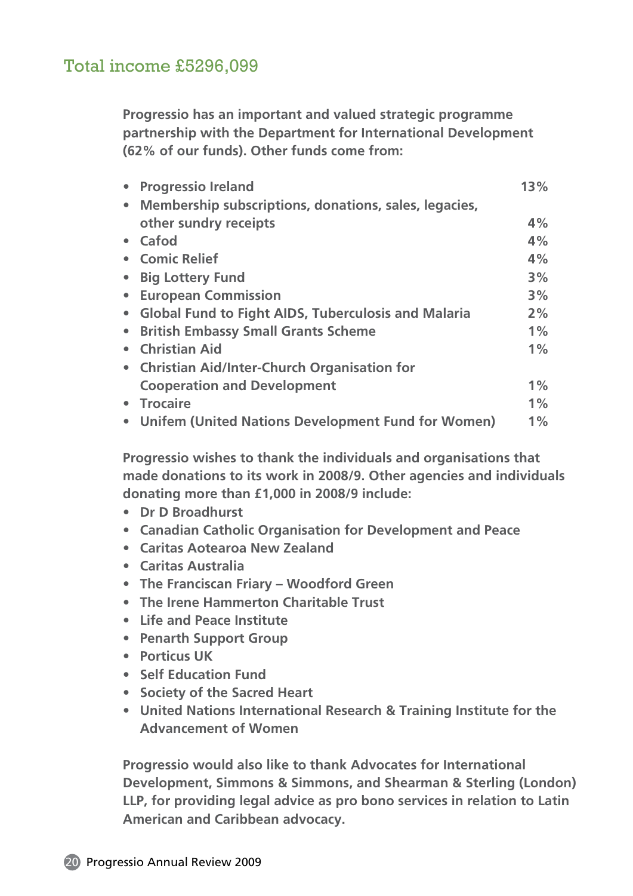## Total income £5296,099

**Progressio has an important and valued strategic programme partnership with the Department for International Development (62% of our funds). Other funds come from:**

| Source | % |
|---|---|
| Progressio Ireland | 13% |
| Membership subscriptions, donations, sales, legacies, other sundry receipts | 4% |
| Cafod | 4% |
| Comic Relief | 4% |
| Big Lottery Fund | 3% |
| European Commission | 3% |
| Global Fund to Fight AIDS, Tuberculosis and Malaria | 2% |
| British Embassy Small Grants Scheme | 1% |
| Christian Aid | 1% |
| Christian Aid/Inter-Church Organisation for Cooperation and Development | 1% |
| Trocaire | 1% |
| Unifem (United Nations Development Fund for Women) | 1% |

**Progressio wishes to thank the individuals and organisations that made donations to its work in 2008/9. Other agencies and individuals donating more than £1,000 in 2008/9 include:**

- **Dr D Broadhurst**
- **Canadian Catholic Organisation for Development and Peace**
- **Caritas Aotearoa New Zealand**
- **Caritas Australia**
- **The Franciscan Friary – Woodford Green**
- **The Irene Hammerton Charitable Trust**
- **Life and Peace Institute**
- **Penarth Support Group**
- **Porticus UK**
- **Self Education Fund**
- **Society of the Sacred Heart**
- **United Nations International Research & Training Institute for the Advancement of Women**

**Progressio would also like to thank Advocates for International Development, Simmons & Simmons, and Shearman & Sterling (London) LLP, for providing legal advice as pro bono services in relation to Latin American and Caribbean advocacy.**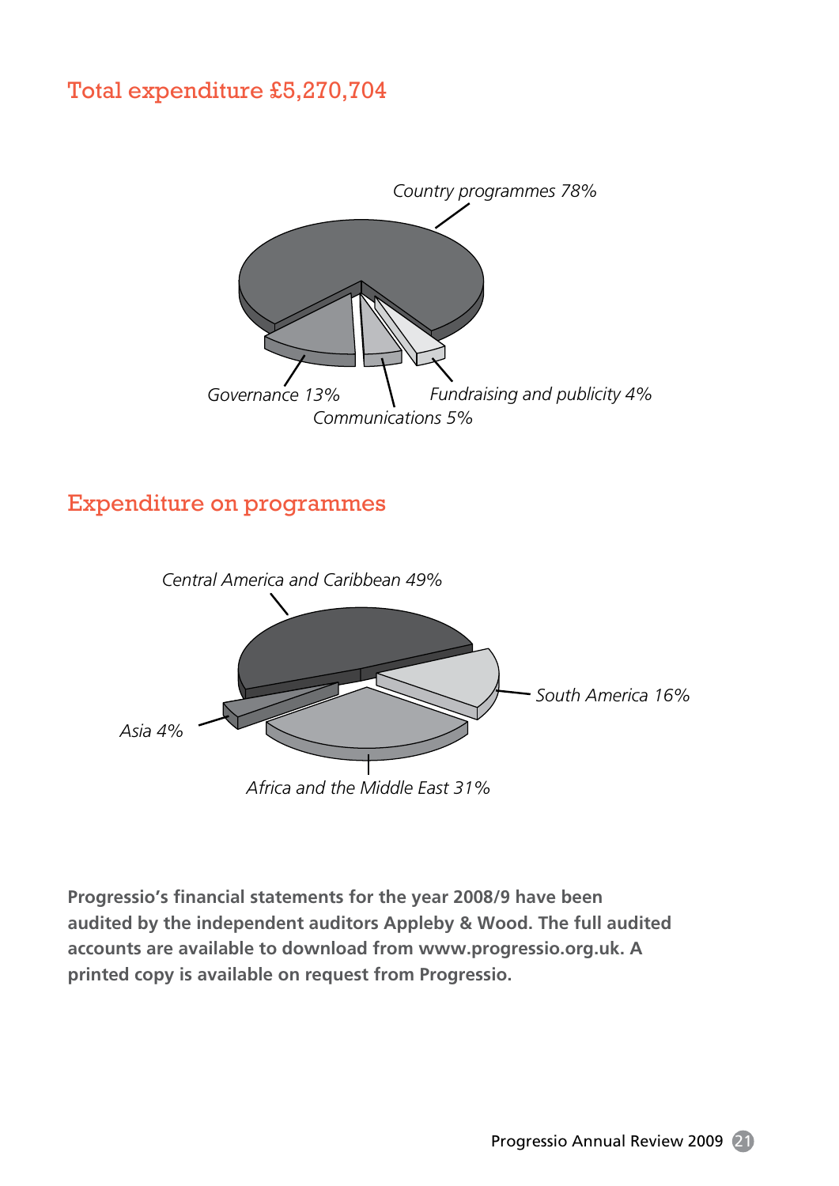## Total expenditure £5,270,704

Country programmes 78%

Governance 13%

Communications 5%

Fundraising and publicity 4%

## Expenditure on programmes

Central America and Caribbean 49%

South America 16%

Asia 4%

Africa and the Middle East 31%

**Progressio's financial statements for the year 2008/9 have been audited by the independent auditors Appleby & Wood. The full audited accounts are available to download from www.progressio.org.uk. A printed copy is available on request from Progressio.**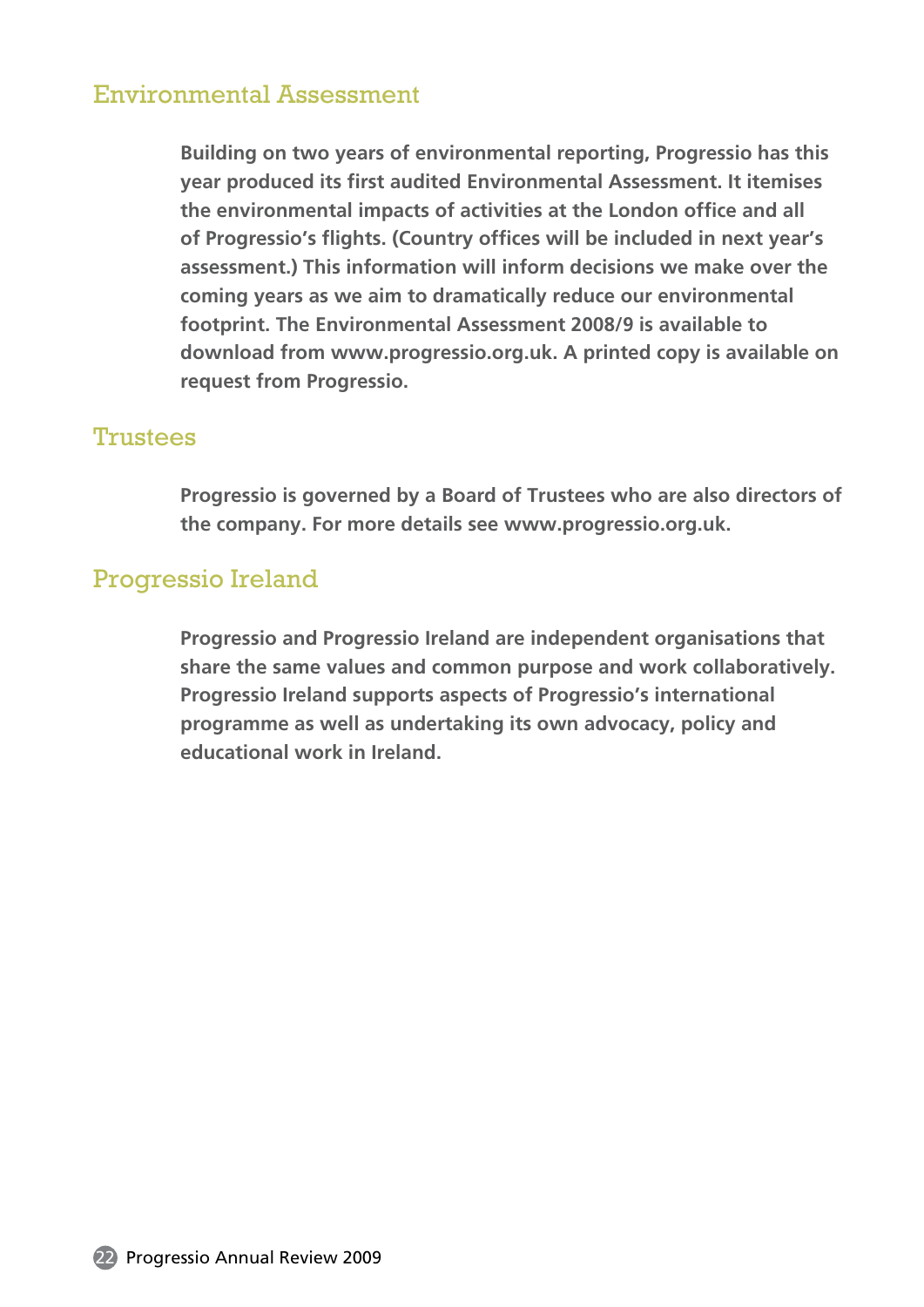## Environmental Assessment

**Building on two years of environmental reporting, Progressio has this year produced its first audited Environmental Assessment. It itemises the environmental impacts of activities at the London office and all of Progressio's flights. (Country offices will be included in next year's assessment.) This information will inform decisions we make over the coming years as we aim to dramatically reduce our environmental footprint. The Environmental Assessment 2008/9 is available to download from www.progressio.org.uk. A printed copy is available on request from Progressio.**

## Trustees

**Progressio is governed by a Board of Trustees who are also directors of the company. For more details see www.progressio.org.uk.**

## Progressio Ireland

**Progressio and Progressio Ireland are independent organisations that share the same values and common purpose and work collaboratively. Progressio Ireland supports aspects of Progressio's international programme as well as undertaking its own advocacy, policy and educational work in Ireland.**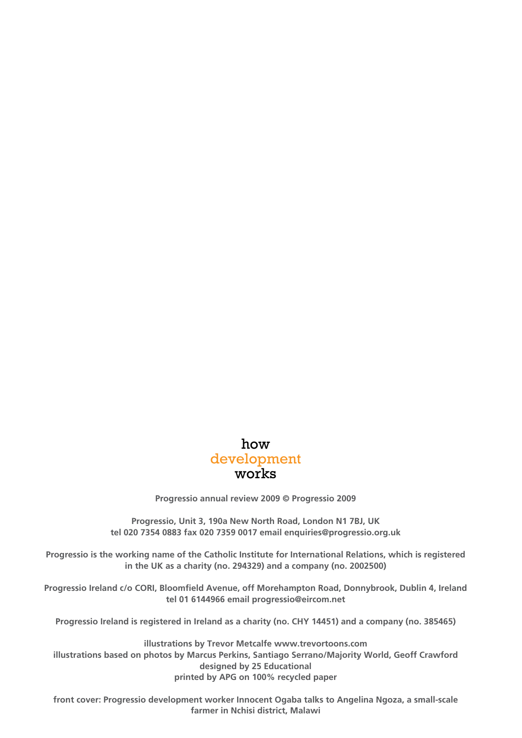how
development
works

**Progressio annual review 2009 © Progressio 2009**

**Progressio, Unit 3, 190a New North Road, London N1 7BJ, UK**
**tel 020 7354 0883 fax 020 7359 0017 email enquiries@progressio.org.uk**

**Progressio is the working name of the Catholic Institute for International Relations, which is registered in the UK as a charity (no. 294329) and a company (no. 2002500)**

**Progressio Ireland c/o CORI, Bloomfield Avenue, off Morehampton Road, Donnybrook, Dublin 4, Ireland**
**tel 01 6144966 email progressio@eircom.net**

**Progressio Ireland is registered in Ireland as a charity (no. CHY 14451) and a company (no. 385465)**

**illustrations by Trevor Metcalfe www.trevortoons.com**
**illustrations based on photos by Marcus Perkins, Santiago Serrano/Majority World, Geoff Crawford**
**designed by 25 Educational**
**printed by APG on 100% recycled paper**

**front cover: Progressio development worker Innocent Ogaba talks to Angelina Ngoza, a small-scale farmer in Nchisi district, Malawi**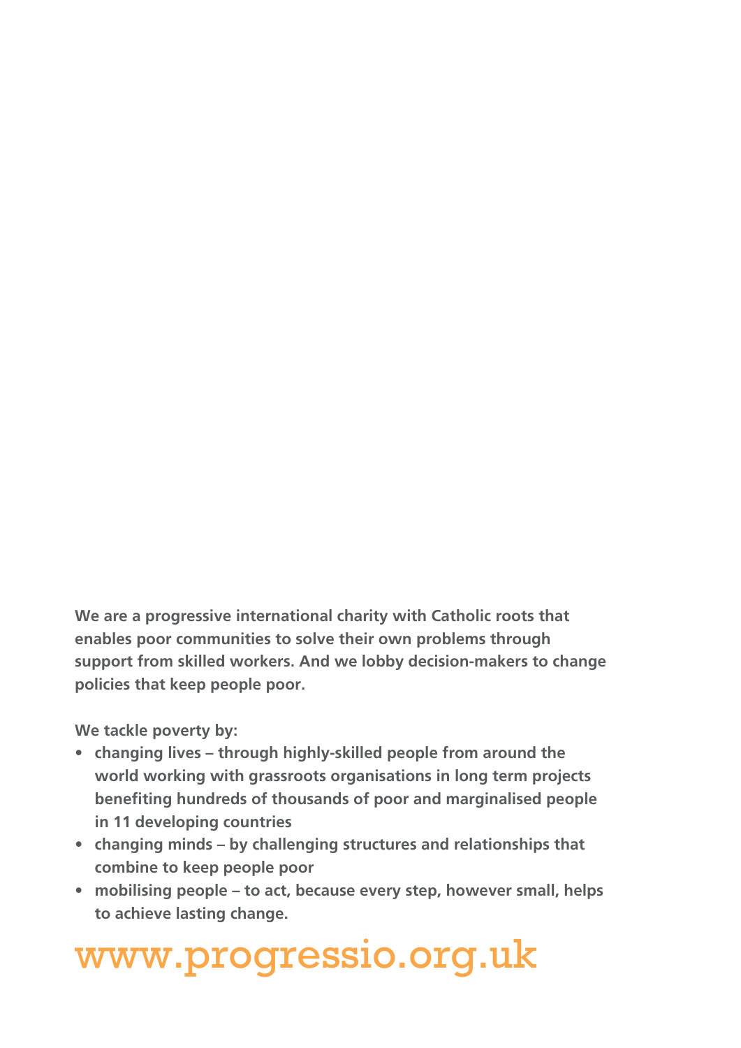**We are a progressive international charity with Catholic roots that enables poor communities to solve their own problems through support from skilled workers. And we lobby decision-makers to change policies that keep people poor.**

**We tackle poverty by:**

- **changing lives – through highly-skilled people from around the world working with grassroots organisations in long term projects benefiting hundreds of thousands of poor and marginalised people in 11 developing countries**
- **changing minds – by challenging structures and relationships that combine to keep people poor**
- **mobilising people – to act, because every step, however small, helps to achieve lasting change.**

www.progressio.org.uk